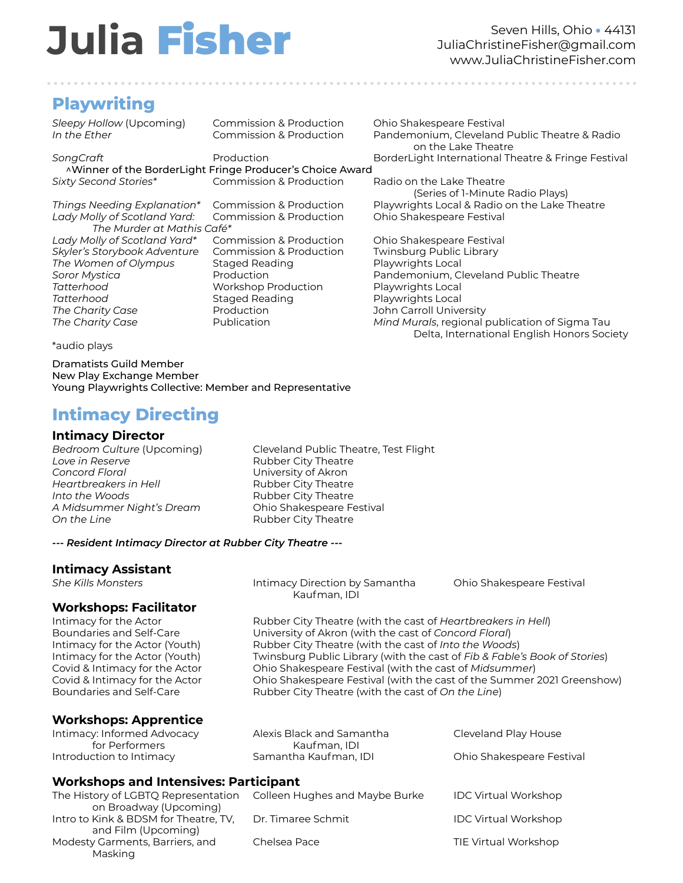# Julia Fisher

Seven Hills, Ohio • 44131
JuliaChristineFisher@gmail.com
www.JuliaChristineFisher.com

## Playwriting

| | | |
|---|---|---|
| *Sleepy Hollow* (Upcoming) | Commission & Production | Ohio Shakespeare Festival |
| *In the Ether* | Commission & Production | Pandemonium, Cleveland Public Theatre & Radio on the Lake Theatre |
| *SongCraft* | Production | BorderLight International Theatre & Fringe Festival |
| ^Winner of the BorderLight Fringe Producer's Choice Award | | |
| *Sixty Second Stories** | Commission & Production | Radio on the Lake Theatre (Series of 1-Minute Radio Plays) |
| *Things Needing Explanation** | Commission & Production | Playwrights Local & Radio on the Lake Theatre |
| *Lady Molly of Scotland Yard: The Murder at Mathis Café** | Commission & Production | Ohio Shakespeare Festival |
| *Lady Molly of Scotland Yard** | Commission & Production | Ohio Shakespeare Festival |
| *Skyler's Storybook Adventure* | Commission & Production | Twinsburg Public Library |
| *The Women of Olympus* | Staged Reading | Playwrights Local |
| *Soror Mystica* | Production | Pandemonium, Cleveland Public Theatre |
| *Tatterhood* | Workshop Production | Playwrights Local |
| *Tatterhood* | Staged Reading | Playwrights Local |
| *The Charity Case* | Production | John Carroll University |
| *The Charity Case* | Publication | *Mind Murals*, regional publication of Sigma Tau Delta, International English Honors Society |

*audio plays

Dramatists Guild Member
New Play Exchange Member
Young Playwrights Collective: Member and Representative

## Intimacy Directing

### Intimacy Director

| | |
|---|---|
| *Bedroom Culture* (Upcoming) | Cleveland Public Theatre, Test Flight |
| *Love in Reserve* | Rubber City Theatre |
| *Concord Floral* | University of Akron |
| *Heartbreakers in Hell* | Rubber City Theatre |
| *Into the Woods* | Rubber City Theatre |
| *A Midsummer Night's Dream* | Ohio Shakespeare Festival |
| *On the Line* | Rubber City Theatre |

***--- Resident Intimacy Director at Rubber City Theatre ---***

### Intimacy Assistant

| | | |
|---|---|---|
| *She Kills Monsters* | Intimacy Direction by Samantha Kaufman, IDI | Ohio Shakespeare Festival |

### Workshops: Facilitator

| | |
|---|---|
| Intimacy for the Actor | Rubber City Theatre (with the cast of *Heartbreakers in Hell*) |
| Boundaries and Self-Care | University of Akron (with the cast of *Concord Floral*) |
| Intimacy for the Actor (Youth) | Rubber City Theatre (with the cast of *Into the Woods*) |
| Intimacy for the Actor (Youth) | Twinsburg Public Library (with the cast of *Fib & Fable's Book of Stories*) |
| Covid & Intimacy for the Actor | Ohio Shakespeare Festival (with the cast of *Midsummer*) |
| Covid & Intimacy for the Actor | Ohio Shakespeare Festival (with the cast of the Summer 2021 Greenshow) |
| Boundaries and Self-Care | Rubber City Theatre (with the cast of *On the Line*) |

### Workshops: Apprentice

| | | |
|---|---|---|
| Intimacy: Informed Advocacy for Performers | Alexis Black and Samantha Kaufman, IDI | Cleveland Play House |
| Introduction to Intimacy | Samantha Kaufman, IDI | Ohio Shakespeare Festival |

### Workshops and Intensives: Participant

| | | |
|---|---|---|
| The History of LGBTQ Representation on Broadway (Upcoming) | Colleen Hughes and Maybe Burke | IDC Virtual Workshop |
| Intro to Kink & BDSM for Theatre, TV, and Film (Upcoming) | Dr. Timaree Schmit | IDC Virtual Workshop |
| Modesty Garments, Barriers, and Masking | Chelsea Pace | TIE Virtual Workshop |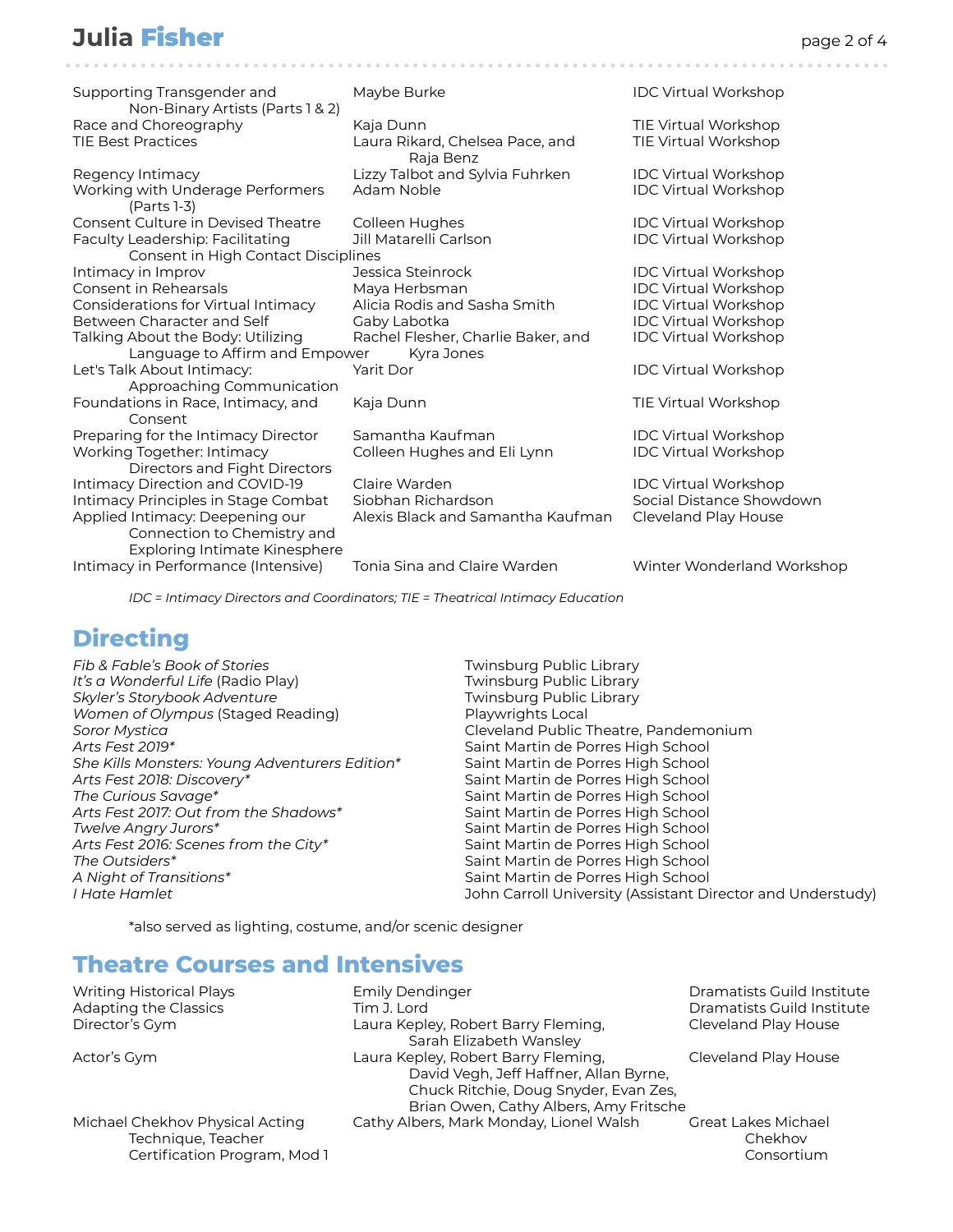| | | |
|---|---|---|
| Supporting Transgender and Non-Binary Artists (Parts 1 & 2) | Maybe Burke | IDC Virtual Workshop |
| Race and Choreography | Kaja Dunn | TIE Virtual Workshop |
| TIE Best Practices | Laura Rikard, Chelsea Pace, and Raja Benz | TIE Virtual Workshop |
| Regency Intimacy | Lizzy Talbot and Sylvia Fuhrken | IDC Virtual Workshop |
| Working with Underage Performers (Parts 1-3) | Adam Noble | IDC Virtual Workshop |
| Consent Culture in Devised Theatre | Colleen Hughes | IDC Virtual Workshop |
| Faculty Leadership: Facilitating Consent in High Contact Disciplines | Jill Matarelli Carlson | IDC Virtual Workshop |
| Intimacy in Improv | Jessica Steinrock | IDC Virtual Workshop |
| Consent in Rehearsals | Maya Herbsman | IDC Virtual Workshop |
| Considerations for Virtual Intimacy | Alicia Rodis and Sasha Smith | IDC Virtual Workshop |
| Between Character and Self | Gaby Labotka | IDC Virtual Workshop |
| Talking About the Body: Utilizing Language to Affirm and Empower | Rachel Flesher, Charlie Baker, and Kyra Jones | IDC Virtual Workshop |
| Let's Talk About Intimacy: Approaching Communication | Yarit Dor | IDC Virtual Workshop |
| Foundations in Race, Intimacy, and Consent | Kaja Dunn | TIE Virtual Workshop |
| Preparing for the Intimacy Director | Samantha Kaufman | IDC Virtual Workshop |
| Working Together: Intimacy Directors and Fight Directors | Colleen Hughes and Eli Lynn | IDC Virtual Workshop |
| Intimacy Direction and COVID-19 | Claire Warden | IDC Virtual Workshop |
| Intimacy Principles in Stage Combat | Siobhan Richardson | Social Distance Showdown |
| Applied Intimacy: Deepening our Connection to Chemistry and Exploring Intimate Kinesphere | Alexis Black and Samantha Kaufman | Cleveland Play House |
| Intimacy in Performance (Intensive) | Tonia Sina and Claire Warden | Winter Wonderland Workshop |

*IDC = Intimacy Directors and Coordinators; TIE = Theatrical Intimacy Education*

## Directing

| | |
|---|---|
| *Fib & Fable's Book of Stories* | Twinsburg Public Library |
| *It's a Wonderful Life* (Radio Play) | Twinsburg Public Library |
| *Skyler's Storybook Adventure* | Twinsburg Public Library |
| *Women of Olympus* (Staged Reading) | Playwrights Local |
| *Soror Mystica* | Cleveland Public Theatre, Pandemonium |
| *Arts Fest 2019** | Saint Martin de Porres High School |
| *She Kills Monsters: Young Adventurers Edition** | Saint Martin de Porres High School |
| *Arts Fest 2018: Discovery** | Saint Martin de Porres High School |
| *The Curious Savage** | Saint Martin de Porres High School |
| *Arts Fest 2017: Out from the Shadows** | Saint Martin de Porres High School |
| *Twelve Angry Jurors** | Saint Martin de Porres High School |
| *Arts Fest 2016: Scenes from the City** | Saint Martin de Porres High School |
| *The Outsiders** | Saint Martin de Porres High School |
| *A Night of Transitions** | Saint Martin de Porres High School |
| *I Hate Hamlet* | John Carroll University (Assistant Director and Understudy) |

*also served as lighting, costume, and/or scenic designer

## Theatre Courses and Intensives

| | | |
|---|---|---|
| Writing Historical Plays | Emily Dendinger | Dramatists Guild Institute |
| Adapting the Classics | Tim J. Lord | Dramatists Guild Institute |
| Director's Gym | Laura Kepley, Robert Barry Fleming, Sarah Elizabeth Wansley | Cleveland Play House |
| Actor's Gym | Laura Kepley, Robert Barry Fleming, David Vegh, Jeff Haffner, Allan Byrne, Chuck Ritchie, Doug Snyder, Evan Zes, Brian Owen, Cathy Albers, Amy Fritsche | Cleveland Play House |
| Michael Chekhov Physical Acting Technique, Teacher Certification Program, Mod 1 | Cathy Albers, Mark Monday, Lionel Walsh | Great Lakes Michael Chekhov Consortium |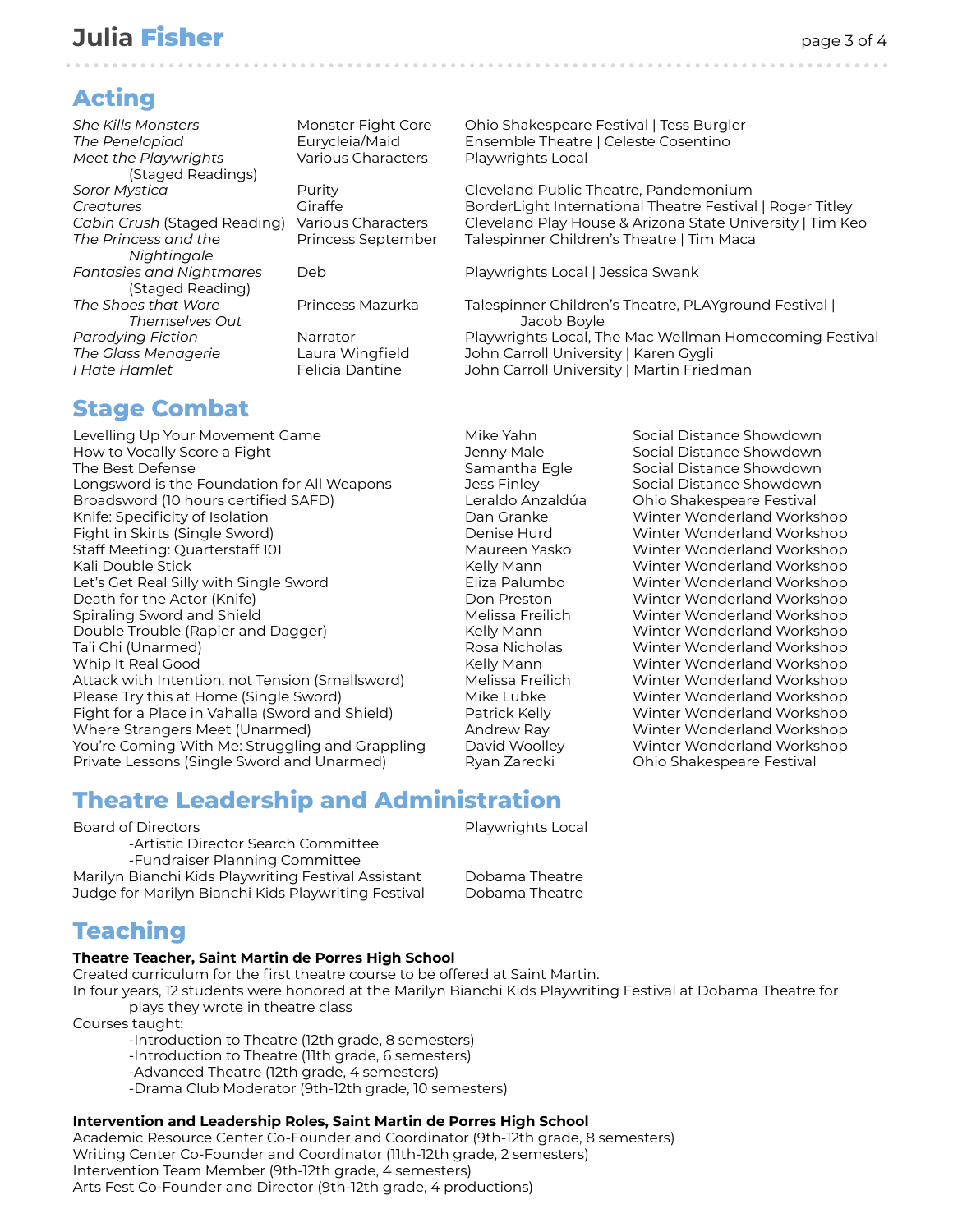## Acting

| | | |
|---|---|---|
| *She Kills Monsters* | Monster Fight Core | Ohio Shakespeare Festival \| Tess Burgler |
| *The Penelopiad* | Eurycleia/Maid | Ensemble Theatre \| Celeste Cosentino |
| *Meet the Playwrights* (Staged Readings) | Various Characters | Playwrights Local |
| *Soror Mystica* | Purity | Cleveland Public Theatre, Pandemonium |
| *Creatures* | Giraffe | BorderLight International Theatre Festival \| Roger Titley |
| *Cabin Crush* (Staged Reading) | Various Characters | Cleveland Play House & Arizona State University \| Tim Keo |
| *The Princess and the Nightingale* | Princess September | Talespinner Children's Theatre \| Tim Maca |
| *Fantasies and Nightmares* (Staged Reading) | Deb | Playwrights Local \| Jessica Swank |
| *The Shoes that Wore Themselves Out* | Princess Mazurka | Talespinner Children's Theatre, PLAYground Festival \| Jacob Boyle |
| *Parodying Fiction* | Narrator | Playwrights Local, The Mac Wellman Homecoming Festival |
| *The Glass Menagerie* | Laura Wingfield | John Carroll University \| Karen Gygli |
| *I Hate Hamlet* | Felicia Dantine | John Carroll University \| Martin Friedman |

## Stage Combat

| | | |
|---|---|---|
| Levelling Up Your Movement Game | Mike Yahn | Social Distance Showdown |
| How to Vocally Score a Fight | Jenny Male | Social Distance Showdown |
| The Best Defense | Samantha Egle | Social Distance Showdown |
| Longsword is the Foundation for All Weapons | Jess Finley | Social Distance Showdown |
| Broadsword (10 hours certified SAFD) | Leraldo Anzaldúa | Ohio Shakespeare Festival |
| Knife: Specificity of Isolation | Dan Granke | Winter Wonderland Workshop |
| Fight in Skirts (Single Sword) | Denise Hurd | Winter Wonderland Workshop |
| Staff Meeting: Quarterstaff 101 | Maureen Yasko | Winter Wonderland Workshop |
| Kali Double Stick | Kelly Mann | Winter Wonderland Workshop |
| Let's Get Real Silly with Single Sword | Eliza Palumbo | Winter Wonderland Workshop |
| Death for the Actor (Knife) | Don Preston | Winter Wonderland Workshop |
| Spiraling Sword and Shield | Melissa Freilich | Winter Wonderland Workshop |
| Double Trouble (Rapier and Dagger) | Kelly Mann | Winter Wonderland Workshop |
| Ta'i Chi (Unarmed) | Rosa Nicholas | Winter Wonderland Workshop |
| Whip It Real Good | Kelly Mann | Winter Wonderland Workshop |
| Attack with Intention, not Tension (Smallsword) | Melissa Freilich | Winter Wonderland Workshop |
| Please Try this at Home (Single Sword) | Mike Lubke | Winter Wonderland Workshop |
| Fight for a Place in Vahalla (Sword and Shield) | Patrick Kelly | Winter Wonderland Workshop |
| Where Strangers Meet (Unarmed) | Andrew Ray | Winter Wonderland Workshop |
| You're Coming With Me: Struggling and Grappling | David Woolley | Winter Wonderland Workshop |
| Private Lessons (Single Sword and Unarmed) | Ryan Zarecki | Ohio Shakespeare Festival |

## Theatre Leadership and Administration

| | |
|---|---|
| Board of Directors<br>-Artistic Director Search Committee<br>-Fundraiser Planning Committee | Playwrights Local |
| Marilyn Bianchi Kids Playwriting Festival Assistant | Dobama Theatre |
| Judge for Marilyn Bianchi Kids Playwriting Festival | Dobama Theatre |

## Teaching

**Theatre Teacher, Saint Martin de Porres High School**

Created curriculum for the first theatre course to be offered at Saint Martin.

In four years, 12 students were honored at the Marilyn Bianchi Kids Playwriting Festival at Dobama Theatre for plays they wrote in theatre class

Courses taught:

- Introduction to Theatre (12th grade, 8 semesters)
- Introduction to Theatre (11th grade, 6 semesters)
- Advanced Theatre (12th grade, 4 semesters)
- Drama Club Moderator (9th-12th grade, 10 semesters)

**Intervention and Leadership Roles, Saint Martin de Porres High School**

Academic Resource Center Co-Founder and Coordinator (9th-12th grade, 8 semesters)
Writing Center Co-Founder and Coordinator (11th-12th grade, 2 semesters)
Intervention Team Member (9th-12th grade, 4 semesters)
Arts Fest Co-Founder and Director (9th-12th grade, 4 productions)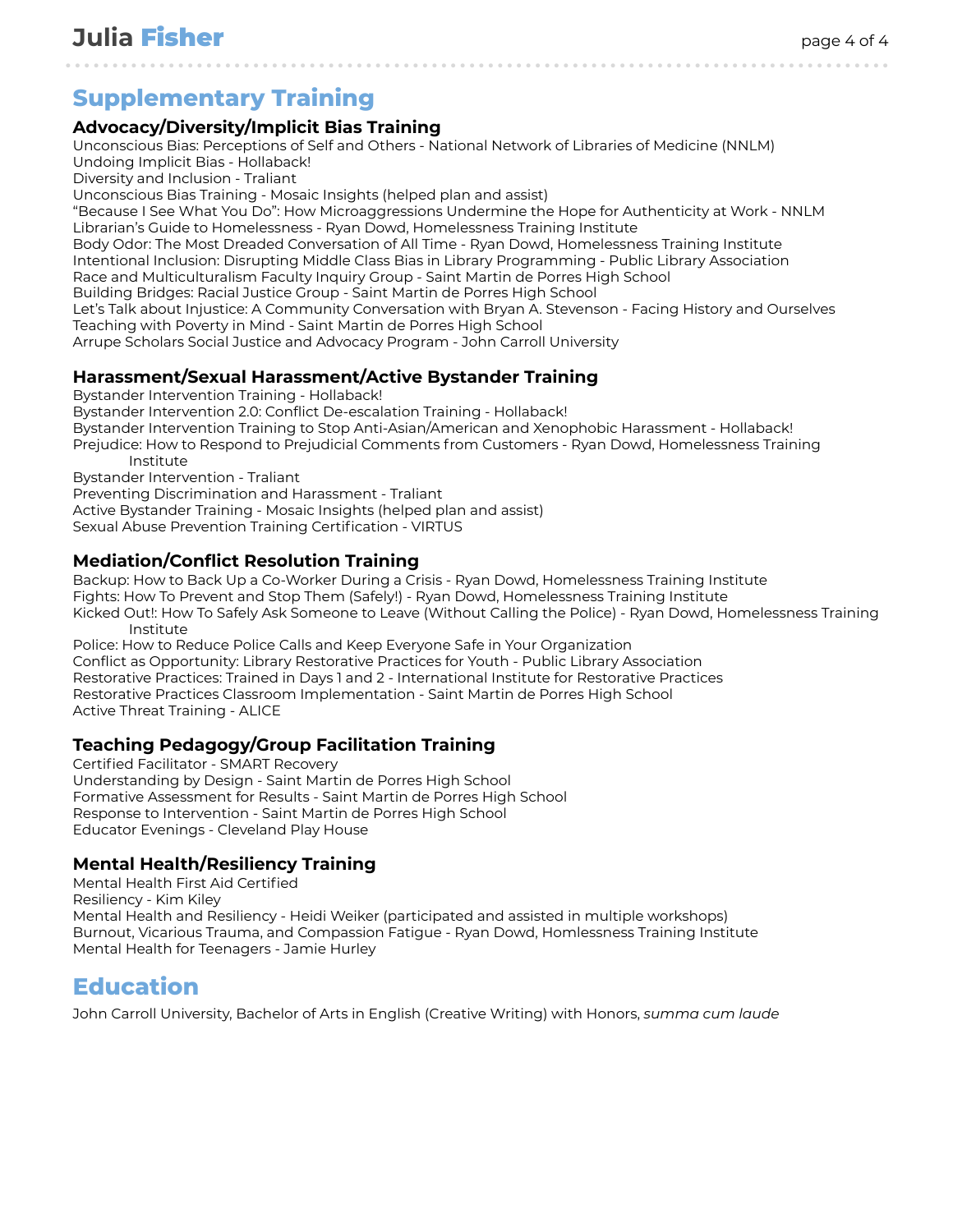## Supplementary Training

### Advocacy/Diversity/Implicit Bias Training

Unconscious Bias: Perceptions of Self and Others - National Network of Libraries of Medicine (NNLM)
Undoing Implicit Bias - Hollaback!
Diversity and Inclusion - Traliant
Unconscious Bias Training - Mosaic Insights (helped plan and assist)
“Because I See What You Do”: How Microaggressions Undermine the Hope for Authenticity at Work - NNLM
Librarian’s Guide to Homelessness - Ryan Dowd, Homelessness Training Institute
Body Odor: The Most Dreaded Conversation of All Time - Ryan Dowd, Homelessness Training Institute
Intentional Inclusion: Disrupting Middle Class Bias in Library Programming - Public Library Association
Race and Multiculturalism Faculty Inquiry Group - Saint Martin de Porres High School
Building Bridges: Racial Justice Group - Saint Martin de Porres High School
Let’s Talk about Injustice: A Community Conversation with Bryan A. Stevenson - Facing History and Ourselves
Teaching with Poverty in Mind - Saint Martin de Porres High School
Arrupe Scholars Social Justice and Advocacy Program - John Carroll University

### Harassment/Sexual Harassment/Active Bystander Training

Bystander Intervention Training - Hollaback!
Bystander Intervention 2.0: Conflict De-escalation Training - Hollaback!
Bystander Intervention Training to Stop Anti-Asian/American and Xenophobic Harassment - Hollaback!
Prejudice: How to Respond to Prejudicial Comments from Customers - Ryan Dowd, Homelessness Training Institute
Bystander Intervention - Traliant
Preventing Discrimination and Harassment - Traliant
Active Bystander Training - Mosaic Insights (helped plan and assist)
Sexual Abuse Prevention Training Certification - VIRTUS

### Mediation/Conflict Resolution Training

Backup: How to Back Up a Co-Worker During a Crisis - Ryan Dowd, Homelessness Training Institute
Fights: How To Prevent and Stop Them (Safely!) - Ryan Dowd, Homelessness Training Institute
Kicked Out!: How To Safely Ask Someone to Leave (Without Calling the Police) - Ryan Dowd, Homelessness Training Institute
Police: How to Reduce Police Calls and Keep Everyone Safe in Your Organization
Conflict as Opportunity: Library Restorative Practices for Youth - Public Library Association
Restorative Practices: Trained in Days 1 and 2 - International Institute for Restorative Practices
Restorative Practices Classroom Implementation - Saint Martin de Porres High School
Active Threat Training - ALICE

### Teaching Pedagogy/Group Facilitation Training

Certified Facilitator - SMART Recovery
Understanding by Design - Saint Martin de Porres High School
Formative Assessment for Results - Saint Martin de Porres High School
Response to Intervention - Saint Martin de Porres High School
Educator Evenings - Cleveland Play House

### Mental Health/Resiliency Training

Mental Health First Aid Certified
Resiliency - Kim Kiley
Mental Health and Resiliency - Heidi Weiker (participated and assisted in multiple workshops)
Burnout, Vicarious Trauma, and Compassion Fatigue - Ryan Dowd, Homlessness Training Institute
Mental Health for Teenagers - Jamie Hurley

## Education

John Carroll University, Bachelor of Arts in English (Creative Writing) with Honors, *summa cum laude*